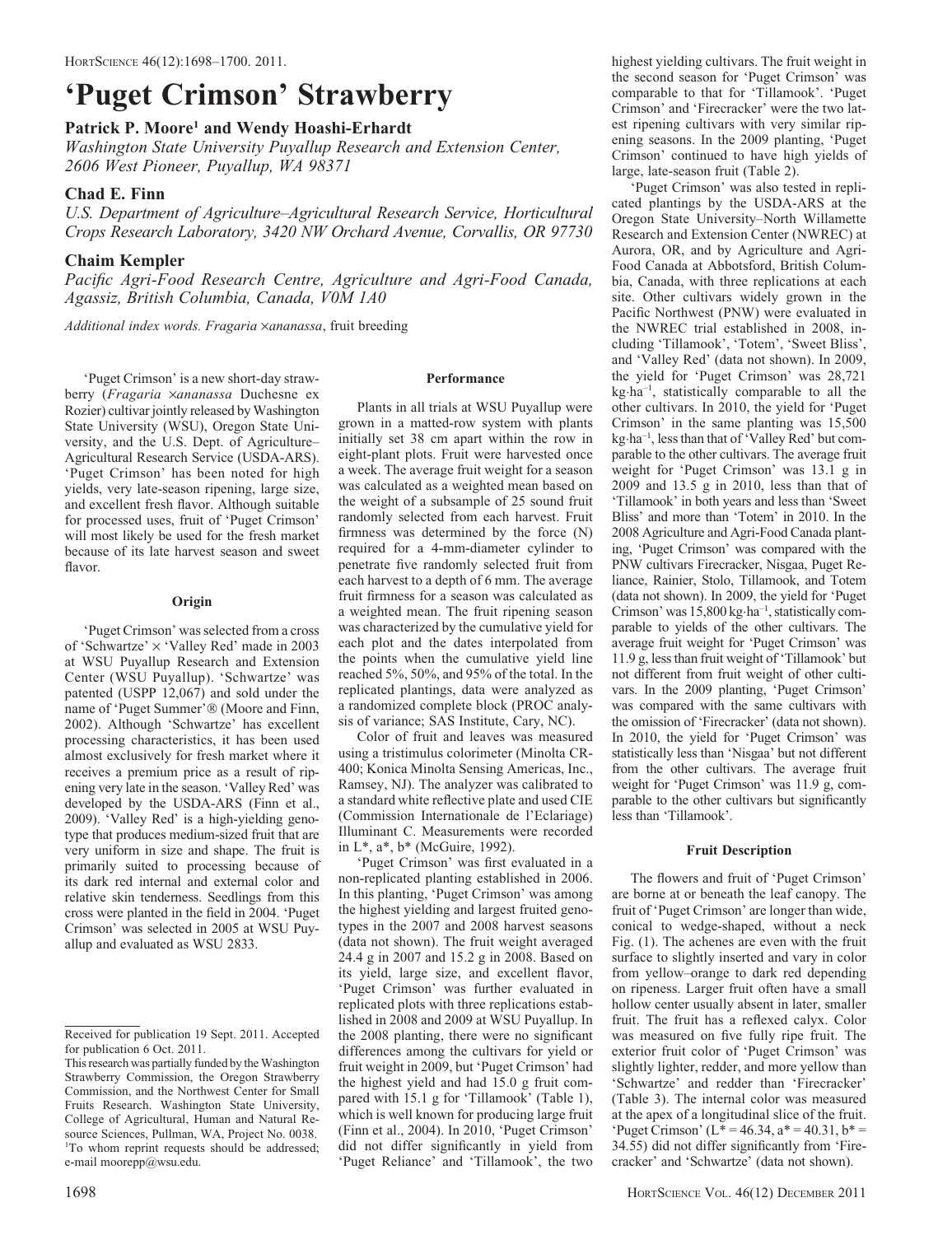# 'Puget Crimson' Strawberry

**Patrick P. Moore[1] and Wendy Hoashi-Erhardt**

*Washington State University Puyallup Research and Extension Center, 2606 West Pioneer, Puyallup, WA 98371*

**Chad E. Finn**

*U.S. Department of Agriculture–Agricultural Research Service, Horticultural Crops Research Laboratory, 3420 NW Orchard Avenue, Corvallis, OR 97730*

**Chaim Kempler**

*Pacific Agri-Food Research Centre, Agriculture and Agri-Food Canada, Agassiz, British Columbia, Canada, V0M 1A0*

*Additional index words. Fragaria ×ananassa*, fruit breeding

'Puget Crimson' is a new short-day strawberry (*Fragaria ×ananassa* Duchesne ex Rozier) cultivar jointly released by Washington State University (WSU), Oregon State University, and the U.S. Dept. of Agriculture–Agricultural Research Service (USDA-ARS). 'Puget Crimson' has been noted for high yields, very late-season ripening, large size, and excellent fresh flavor. Although suitable for processed uses, fruit of 'Puget Crimson' will most likely be used for the fresh market because of its late harvest season and sweet flavor.

## Origin

'Puget Crimson' was selected from a cross of 'Schwartze' × 'Valley Red' made in 2003 at WSU Puyallup Research and Extension Center (WSU Puyallup). 'Schwartze' was patented (USPP 12,067) and sold under the name of 'Puget Summer'® (Moore and Finn, 2002). Although 'Schwartze' has excellent processing characteristics, it has been used almost exclusively for fresh market where it receives a premium price as a result of ripening very late in the season. 'Valley Red' was developed by the USDA-ARS (Finn et al., 2009). 'Valley Red' is a high-yielding genotype that produces medium-sized fruit that are very uniform in size and shape. The fruit is primarily suited to processing because of its dark red internal and external color and relative skin tenderness. Seedlings from this cross were planted in the field in 2004. 'Puget Crimson' was selected in 2005 at WSU Puyallup and evaluated as WSU 2833.

## Performance

Plants in all trials at WSU Puyallup were grown in a matted-row system with plants initially set 38 cm apart within the row in eight-plant plots. Fruit were harvested once a week. The average fruit weight for a season was calculated as a weighted mean based on the weight of a subsample of 25 sound fruit randomly selected from each harvest. Fruit firmness was determined by the force (N) required for a 4-mm-diameter cylinder to penetrate five randomly selected fruit from each harvest to a depth of 6 mm. The average fruit firmness for a season was calculated as a weighted mean. The fruit ripening season was characterized by the cumulative yield for each plot and the dates interpolated from the points when the cumulative yield line reached 5%, 50%, and 95% of the total. In the replicated plantings, data were analyzed as a randomized complete block (PROC analysis of variance; SAS Institute, Cary, NC).

Color of fruit and leaves was measured using a tristimulus colorimeter (Minolta CR-400; Konica Minolta Sensing Americas, Inc., Ramsey, NJ). The analyzer was calibrated to a standard white reflective plate and used CIE (Commission Internationale de l'Eclariage) Illuminant C. Measurements were recorded in L\*, a\*, b\* (McGuire, 1992).

'Puget Crimson' was first evaluated in a non-replicated planting established in 2006. In this planting, 'Puget Crimson' was among the highest yielding and largest fruited genotypes in the 2007 and 2008 harvest seasons (data not shown). The fruit weight averaged 24.4 g in 2007 and 15.2 g in 2008. Based on its yield, large size, and excellent flavor, 'Puget Crimson' was further evaluated in replicated plots with three replications established in 2008 and 2009 at WSU Puyallup. In the 2008 planting, there were no significant differences among the cultivars for yield or fruit weight in 2009, but 'Puget Crimson' had the highest yield and had 15.0 g fruit compared with 15.1 g for 'Tillamook' (Table 1), which is well known for producing large fruit (Finn et al., 2004). In 2010, 'Puget Crimson' did not differ significantly in yield from 'Puget Reliance' and 'Tillamook', the two highest yielding cultivars. The fruit weight in the second season for 'Puget Crimson' was comparable to that for 'Tillamook'. 'Puget Crimson' and 'Firecracker' were the two latest ripening cultivars with very similar ripening seasons. In the 2009 planting, 'Puget Crimson' continued to have high yields of large, late-season fruit (Table 2).

'Puget Crimson' was also tested in replicated plantings by the USDA-ARS at the Oregon State University–North Willamette Research and Extension Center (NWREC) at Aurora, OR, and by Agriculture and Agri-Food Canada at Abbotsford, British Columbia, Canada, with three replications at each site. Other cultivars widely grown in the Pacific Northwest (PNW) were evaluated in the NWREC trial established in 2008, including 'Tillamook', 'Totem', 'Sweet Bliss', and 'Valley Red' (data not shown). In 2009, the yield for 'Puget Crimson' was 28,721 $kg \cdot ha^{-1}$, statistically comparable to all the other cultivars. In 2010, the yield for 'Puget Crimson' in the same planting was 15,500 $kg \cdot ha^{-1}$, less than that of 'Valley Red' but comparable to the other cultivars. The average fruit weight for 'Puget Crimson' was 13.1 g in 2009 and 13.5 g in 2010, less than that of 'Tillamook' in both years and less than 'Sweet Bliss' and more than 'Totem' in 2010. In the 2008 Agriculture and Agri-Food Canada planting, 'Puget Crimson' was compared with the PNW cultivars Firecracker, Nisgaa, Puget Reliance, Rainier, Stolo, Tillamook, and Totem (data not shown). In 2009, the yield for 'Puget Crimson' was 15,800 $kg \cdot ha^{-1}$, statistically comparable to yields of the other cultivars. The average fruit weight for 'Puget Crimson' was 11.9 g, less than fruit weight of 'Tillamook' but not different from fruit weight of other cultivars. In the 2009 planting, 'Puget Crimson' was compared with the same cultivars with the omission of 'Firecracker' (data not shown). In 2010, the yield for 'Puget Crimson' was statistically less than 'Nisgaa' but not different from the other cultivars. The average fruit weight for 'Puget Crimson' was 11.9 g, comparable to the other cultivars but significantly less than 'Tillamook'.

## Fruit Description

The flowers and fruit of 'Puget Crimson' are borne at or beneath the leaf canopy. The fruit of 'Puget Crimson' are longer than wide, conical to wedge-shaped, without a neck Fig. (1). The achenes are even with the fruit surface to slightly inserted and vary in color from yellow–orange to dark red depending on ripeness. Larger fruit often have a small hollow center usually absent in later, smaller fruit. The fruit has a reflexed calyx. Color was measured on five fully ripe fruit. The exterior fruit color of 'Puget Crimson' was slightly lighter, redder, and more yellow than 'Schwartze' and redder than 'Firecracker' (Table 3). The internal color was measured at the apex of a longitudinal slice of the fruit. 'Puget Crimson' (L\* = 46.34, a\* = 40.31, b\* = 34.55) did not differ significantly from 'Firecracker' and 'Schwartze' (data not shown).

---

Received for publication 19 Sept. 2011. Accepted for publication 6 Oct. 2011.

This research was partially funded by the Washington Strawberry Commission, the Oregon Strawberry Commission, and the Northwest Center for Small Fruits Research. Washington State University, College of Agricultural, Human and Natural Resource Sciences, Pullman, WA, Project No. 0038.

[1]To whom reprint requests should be addressed; e-mail moorepp@wsu.edu.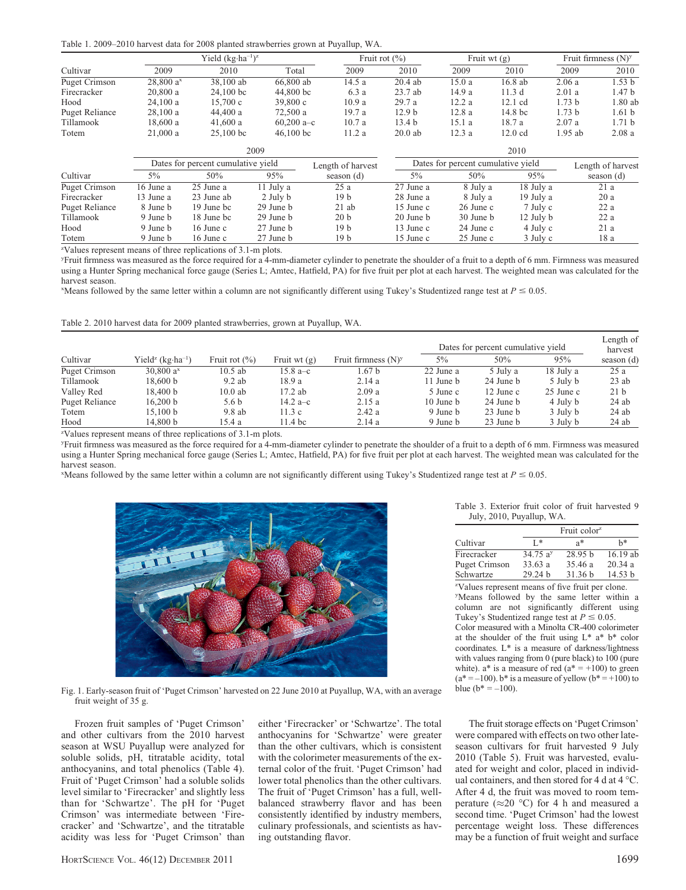Table 1. 2009–2010 harvest data for 2008 planted strawberries grown at Puyallup, WA.

| Cultivar | Yield (kg·ha⁻¹)[z] 2009 | 2010 | Total | Fruit rot (%) 2009 | 2010 | Fruit wt (g) 2009 | 2010 | Fruit firmness (N)[y] 2009 | 2010 |
|---|---|---|---|---|---|---|---|---|---|
| Puget Crimson | 28,800 a[x] | 38,100 ab | 66,800 ab | 14.5 a | 20.4 ab | 15.0 a | 16.8 ab | 2.06 a | 1.53 b |
| Firecracker | 20,800 a | 24,100 bc | 44,800 bc | 6.3 a | 23.7 ab | 14.9 a | 11.3 d | 2.01 a | 1.47 b |
| Hood | 24,100 a | 15,700 c | 39,800 c | 10.9 a | 29.7 a | 12.2 a | 12.1 cd | 1.73 b | 1.80 ab |
| Puget Reliance | 28,100 a | 44,400 a | 72,500 a | 19.7 a | 12.9 b | 12.8 a | 14.8 bc | 1.73 b | 1.61 b |
| Tillamook | 18,600 a | 41,600 a | 60,200 a–c | 10.7 a | 13.4 b | 15.1 a | 18.7 a | 2.07 a | 1.71 b |
| Totem | 21,000 a | 25,100 bc | 46,100 bc | 11.2 a | 20.0 ab | 12.3 a | 12.0 cd | 1.95 ab | 2.08 a |

| | 2009 | | | | 2010 | | | |
|---|---|---|---|---|---|---|---|---|
| | Dates for percent cumulative yield | | | Length of harvest | Dates for percent cumulative yield | | | Length of harvest |
| Cultivar | 5% | 50% | 95% | season (d) | 5% | 50% | 95% | season (d) |
| Puget Crimson | 16 June a | 25 June a | 11 July a | 25 a | 27 June a | 8 July a | 18 July a | 21 a |
| Firecracker | 13 June a | 23 June ab | 2 July b | 19 b | 28 June a | 8 July a | 19 July a | 20 a |
| Puget Reliance | 8 June b | 19 June bc | 29 June b | 21 ab | 15 June c | 26 June c | 7 July c | 22 a |
| Tillamook | 9 June b | 18 June bc | 29 June b | 20 b | 20 June b | 30 June b | 12 July b | 22 a |
| Hood | 9 June b | 16 June c | 27 June b | 19 b | 13 June c | 24 June c | 4 July c | 21 a |
| Totem | 9 June b | 16 June c | 27 June b | 19 b | 15 June c | 25 June c | 3 July c | 18 a |

[z]Values represent means of three replications of 3.1-m plots.
[y]Fruit firmness was measured as the force required for a 4-mm-diameter cylinder to penetrate the shoulder of a fruit to a depth of 6 mm. Firmness was measured using a Hunter Spring mechanical force gauge (Series L; Amtec, Hatfield, PA) for five fruit per plot at each harvest. The weighted mean was calculated for the harvest season.
[x]Means followed by the same letter within a column are not significantly different using Tukey's Studentized range test at $P \leq 0.05$.

Table 2. 2010 harvest data for 2009 planted strawberries, grown at Puyallup, WA.

| Cultivar | Yield[z] (kg·ha⁻¹) | Fruit rot (%) | Fruit wt (g) | Fruit firmness (N)[y] | Dates for percent cumulative yield 5% | 50% | 95% | Length of harvest season (d) |
|---|---|---|---|---|---|---|---|---|
| Puget Crimson | 30,800 a[x] | 10.5 ab | 15.8 a–c | 1.67 b | 22 June a | 5 July a | 18 July a | 25 a |
| Tillamook | 18,600 b | 9.2 ab | 18.9 a | 2.14 a | 11 June b | 24 June b | 5 July b | 23 ab |
| Valley Red | 18,400 b | 10.0 ab | 17.2 ab | 2.09 a | 5 June c | 12 June c | 25 June c | 21 b |
| Puget Reliance | 16,200 b | 5.6 b | 14.2 a–c | 2.15 a | 10 June b | 24 June b | 4 July b | 24 ab |
| Totem | 15,100 b | 9.8 ab | 11.3 c | 2.42 a | 9 June b | 23 June b | 3 July b | 24 ab |
| Hood | 14,800 b | 15.4 a | 11.4 bc | 2.14 a | 9 June b | 23 June b | 3 July b | 24 ab |

[z]Values represent means of three replications of 3.1-m plots.
[y]Fruit firmness was measured as the force required for a 4-mm-diameter cylinder to penetrate the shoulder of a fruit to a depth of 6 mm. Firmness was measured using a Hunter Spring mechanical force gauge (Series L; Amtec, Hatfield, PA) for five fruit per plot at each harvest. The weighted mean was calculated for the harvest season.
[x]Means followed by the same letter within a column are not significantly different using Tukey's Studentized range test at $P \leq 0.05$.

Fig. 1. Early-season fruit of 'Puget Crimson' harvested on 22 June 2010 at Puyallup, WA, with an average fruit weight of 35 g.

Table 3. Exterior fruit color of fruit harvested 9 July, 2010, Puyallup, WA.

| Cultivar | Fruit color[z] L* | a* | b* |
|---|---|---|---|
| Firecracker | 34.75 a[y] | 28.95 b | 16.19 ab |
| Puget Crimson | 33.63 a | 35.46 a | 20.34 a |
| Schwartze | 29.24 b | 31.36 b | 14.53 b |

[z]Values represent means of five fruit per clone.
[y]Means followed by the same letter within a column are not significantly different using Tukey's Studentized range test at $P \leq 0.05$.
Color measured with a Minolta CR-400 colorimeter at the shoulder of the fruit using L* a* b* color coordinates. L* is a measure of darkness/lightness with values ranging from 0 (pure black) to 100 (pure white). a* is a measure of red (a* = +100) to green (a* = –100). b* is a measure of yellow (b* = +100) to blue (b* = –100).

Frozen fruit samples of 'Puget Crimson' and other cultivars from the 2010 harvest season at WSU Puyallup were analyzed for soluble solids, pH, titratable acidity, total anthocyanins, and total phenolics (Table 4). Fruit of 'Puget Crimson' had a soluble solids level similar to 'Firecracker' and slightly less than for 'Schwartze'. The pH for 'Puget Crimson' was intermediate between 'Firecracker' and 'Schwartze', and the titratable acidity was less for 'Puget Crimson' than either 'Firecracker' or 'Schwartze'. The total anthocyanins for 'Schwartze' were greater than the other cultivars, which is consistent with the colorimeter measurements of the external color of the fruit. 'Puget Crimson' had lower total phenolics than the other cultivars. The fruit of 'Puget Crimson' has a full, well-balanced strawberry flavor and has been consistently identified by industry members, culinary professionals, and scientists as having outstanding flavor.

The fruit storage effects on 'Puget Crimson' were compared with effects on two other late-season cultivars for fruit harvested 9 July 2010 (Table 5). Fruit was harvested, evaluated for weight and color, placed in individual containers, and then stored for 4 d at 4 °C. After 4 d, the fruit was moved to room temperature (≈20 °C) for 4 h and measured a second time. 'Puget Crimson' had the lowest percentage weight loss. These differences may be a function of fruit weight and surface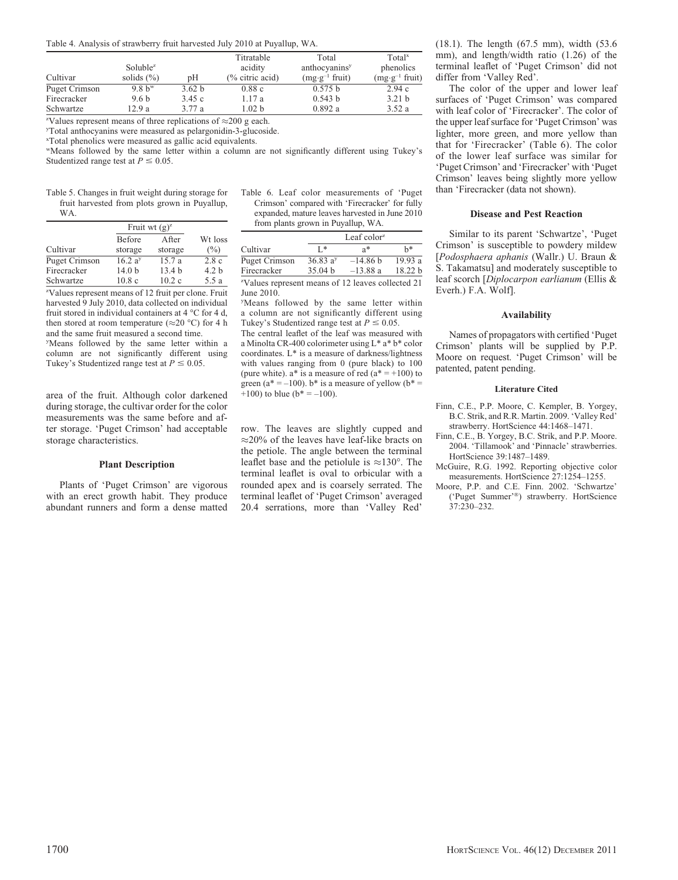Table 4. Analysis of strawberry fruit harvested July 2010 at Puyallup, WA.

| Cultivar | Soluble[z] solids (%) | pH | Titratable acidity (% citric acid) | Total anthocyanins[y] ($mg \cdot g^{-1}$ fruit) | Total[x] phenolics ($mg \cdot g^{-1}$ fruit) |
|---|---|---|---|---|---|
| Puget Crimson | 9.8 b[w] | 3.62 b | 0.88 c | 0.575 b | 2.94 c |
| Firecracker | 9.6 b | 3.45 c | 1.17 a | 0.543 b | 3.21 b |
| Schwartze | 12.9 a | 3.77 a | 1.02 b | 0.892 a | 3.52 a |

[z]Values represent means of three replications of ≈200 g each.
[y]Total anthocyanins were measured as pelargonidin-3-glucoside.
[x]Total phenolics were measured as gallic acid equivalents.
[w]Means followed by the same letter within a column are not significantly different using Tukey's Studentized range test at $P \leq 0.05$.

Table 5. Changes in fruit weight during storage for fruit harvested from plots grown in Puyallup, WA.

| | Fruit wt (g)[z] | | |
|---|---|---|---|
| Cultivar | Before storage | After storage | Wt loss (%) |
| Puget Crimson | 16.2 a[y] | 15.7 a | 2.8 c |
| Firecracker | 14.0 b | 13.4 b | 4.2 b |
| Schwartze | 10.8 c | 10.2 c | 5.5 a |

[z]Values represent means of 12 fruit per clone. Fruit harvested 9 July 2010, data collected on individual fruit stored in individual containers at 4 °C for 4 d, then stored at room temperature (≈20 °C) for 4 h and the same fruit measured a second time.
[y]Means followed by the same letter within a column are not significantly different using Tukey's Studentized range test at $P \leq 0.05$.

area of the fruit. Although color darkened during storage, the cultivar order for the color measurements was the same before and after storage. 'Puget Crimson' had acceptable storage characteristics.

Table 6. Leaf color measurements of 'Puget Crimson' compared with 'Firecracker' for fully expanded, mature leaves harvested in June 2010 from plants grown in Puyallup, WA.

| | Leaf color[z] | | |
|---|---|---|---|
| Cultivar | L* | a* | b* |
| Puget Crimson | 36.83 a[y] | –14.86 b | 19.93 a |
| Firecracker | 35.04 b | –13.88 a | 18.22 b |

[z]Values represent means of 12 leaves collected 21 June 2010.
[y]Means followed by the same letter within a column are not significantly different using Tukey's Studentized range test at $P \leq 0.05$.
The central leaflet of the leaf was measured with a Minolta CR-400 colorimeter using L* a* b* color coordinates. L* is a measure of darkness/lightness with values ranging from 0 (pure black) to 100 (pure white). a* is a measure of red (a* = +100) to green (a* = –100). b* is a measure of yellow (b* = +100) to blue (b* = –100).

## Plant Description

Plants of 'Puget Crimson' are vigorous with an erect growth habit. They produce abundant runners and form a dense matted row. The leaves are slightly cupped and ≈20% of the leaves have leaf-like bracts on the petiole. The angle between the terminal leaflet base and the petiolule is ≈130°. The terminal leaflet is oval to orbicular with a rounded apex and is coarsely serrated. The terminal leaflet of 'Puget Crimson' averaged 20.4 serrations, more than 'Valley Red' (18.1). The length (67.5 mm), width (53.6 mm), and length/width ratio (1.26) of the terminal leaflet of 'Puget Crimson' did not differ from 'Valley Red'.

The color of the upper and lower leaf surfaces of 'Puget Crimson' was compared with leaf color of 'Firecracker'. The color of the upper leaf surface for 'Puget Crimson' was lighter, more green, and more yellow than that for 'Firecracker' (Table 6). The color of the lower leaf surface was similar for 'Puget Crimson' and 'Firecracker' with 'Puget Crimson' leaves being slightly more yellow than 'Firecracker (data not shown).

## Disease and Pest Reaction

Similar to its parent 'Schwartze', 'Puget Crimson' is susceptible to powdery mildew [*Podosphaera aphanis* (Wallr.) U. Braun & S. Takamatsu] and moderately susceptible to leaf scorch [*Diplocarpon earlianum* (Ellis & Everh.) F.A. Wolf].

## Availability

Names of propagators with certified 'Puget Crimson' plants will be supplied by P.P. Moore on request. 'Puget Crimson' will be patented, patent pending.

## Literature Cited

Finn, C.E., P.P. Moore, C. Kempler, B. Yorgey, B.C. Strik, and R.R. Martin. 2009. 'Valley Red' strawberry. HortScience 44:1468–1471.

Finn, C.E., B. Yorgey, B.C. Strik, and P.P. Moore. 2004. 'Tillamook' and 'Pinnacle' strawberries. HortScience 39:1487–1489.

McGuire, R.G. 1992. Reporting objective color measurements. HortScience 27:1254–1255.

Moore, P.P. and C.E. Finn. 2002. 'Schwartze' ('Puget Summer'®) strawberry. HortScience 37:230–232.